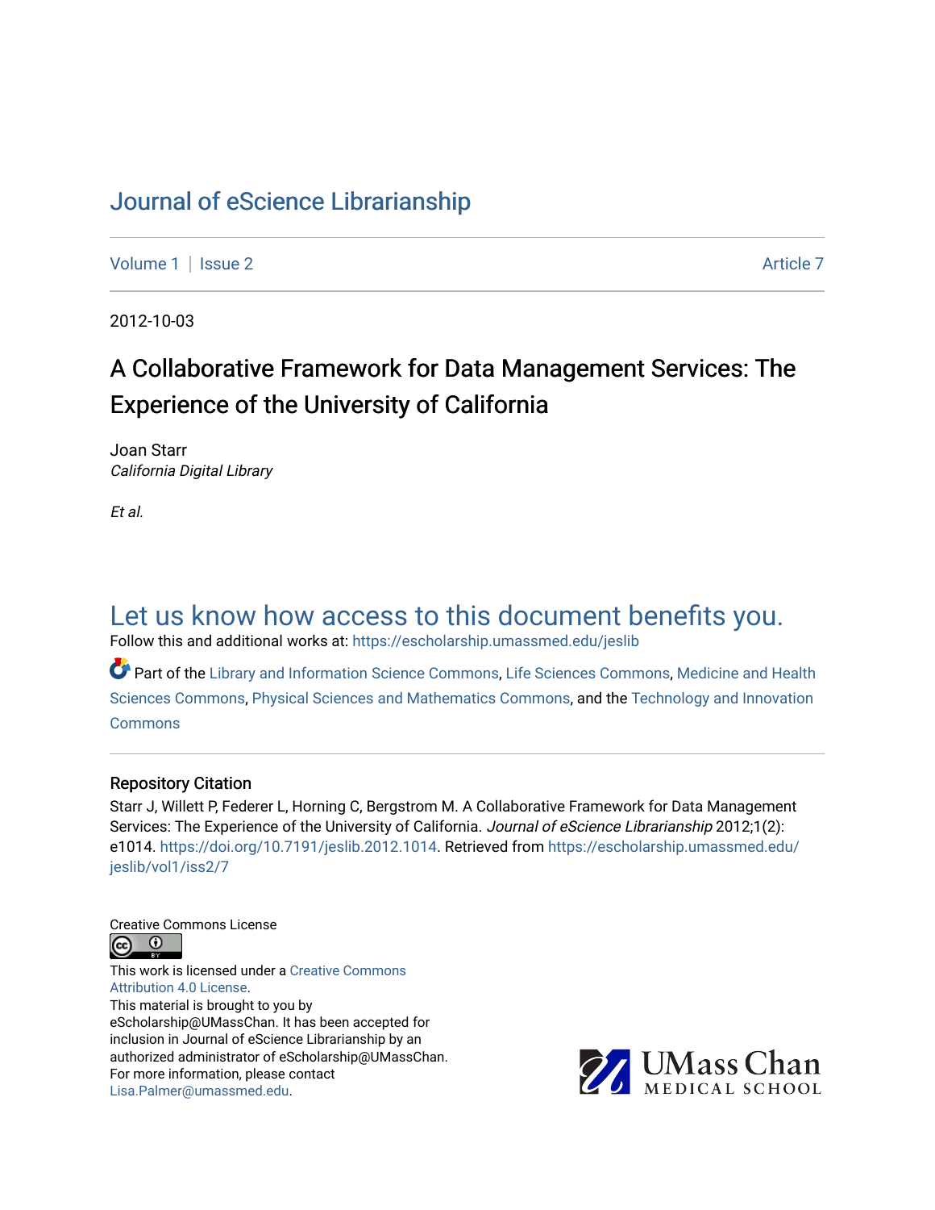# Journal of eScience Librarianship

Volume 1 | Issue 2 Article 7

2012-10-03

## A Collaborative Framework for Data Management Services: The Experience of the University of California

Joan Starr
*California Digital Library*

*Et al.*

Let us know how access to this document benefits you.

Follow this and additional works at: https://escholarship.umassmed.edu/jeslib

Part of the Library and Information Science Commons, Life Sciences Commons, Medicine and Health Sciences Commons, Physical Sciences and Mathematics Commons, and the Technology and Innovation Commons

### Repository Citation

Starr J, Willett P, Federer L, Horning C, Bergstrom M. A Collaborative Framework for Data Management Services: The Experience of the University of California. *Journal of eScience Librarianship* 2012;1(2): e1014. https://doi.org/10.7191/jeslib.2012.1014. Retrieved from https://escholarship.umassmed.edu/jeslib/vol1/iss2/7

Creative Commons License

This work is licensed under a Creative Commons Attribution 4.0 License.

This material is brought to you by eScholarship@UMassChan. It has been accepted for inclusion in Journal of eScience Librarianship by an authorized administrator of eScholarship@UMassChan. For more information, please contact Lisa.Palmer@umassmed.edu.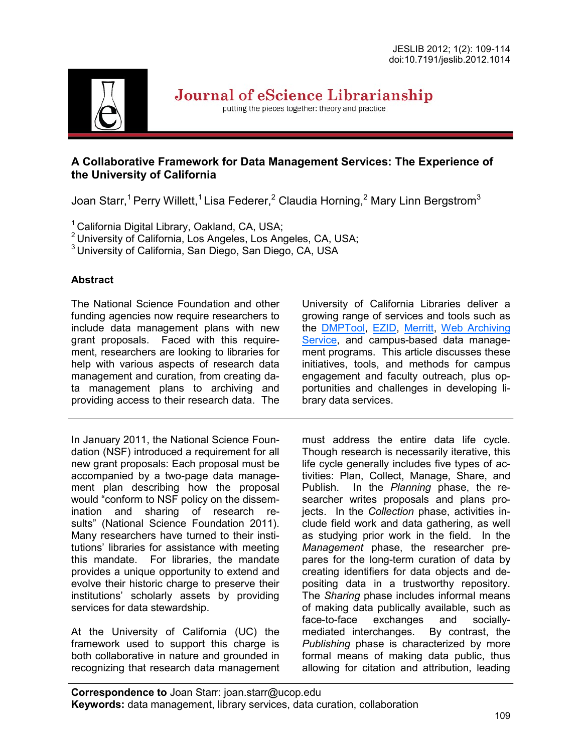## A Collaborative Framework for Data Management Services: The Experience of the University of California

Joan Starr,[1] Perry Willett,[1] Lisa Federer,[2] Claudia Horning,[2] Mary Linn Bergstrom[3]

[1] California Digital Library, Oakland, CA, USA;
[2] University of California, Los Angeles, Los Angeles, CA, USA;
[3] University of California, San Diego, San Diego, CA, USA

### Abstract

The National Science Foundation and other funding agencies now require researchers to include data management plans with new grant proposals. Faced with this requirement, researchers are looking to libraries for help with various aspects of research data management and curation, from creating data management plans to archiving and providing access to their research data. The University of California Libraries deliver a growing range of services and tools such as the DMPTool, EZID, Merritt, Web Archiving Service, and campus-based data management programs. This article discusses these initiatives, tools, and methods for campus engagement and faculty outreach, plus opportunities and challenges in developing library data services.

---

In January 2011, the National Science Foundation (NSF) introduced a requirement for all new grant proposals: Each proposal must be accompanied by a two-page data management plan describing how the proposal would "conform to NSF policy on the dissemination and sharing of research results" (National Science Foundation 2011). Many researchers have turned to their institutions' libraries for assistance with meeting this mandate. For libraries, the mandate provides a unique opportunity to extend and evolve their historic charge to preserve their institutions' scholarly assets by providing services for data stewardship.

At the University of California (UC) the framework used to support this charge is both collaborative in nature and grounded in recognizing that research data management must address the entire data life cycle. Though research is necessarily iterative, this life cycle generally includes five types of activities: Plan, Collect, Manage, Share, and Publish. In the *Planning* phase, the researcher writes proposals and plans projects. In the *Collection* phase, activities include field work and data gathering, as well as studying prior work in the field. In the *Management* phase, the researcher prepares for the long-term curation of data by creating identifiers for data objects and depositing data in a trustworthy repository. The *Sharing* phase includes informal means of making data publically available, such as face-to-face exchanges and socially-mediated interchanges. By contrast, the *Publishing* phase is characterized by more formal means of making data public, thus allowing for citation and attribution, leading

---

**Correspondence to** Joan Starr: joan.starr@ucop.edu
**Keywords:** data management, library services, data curation, collaboration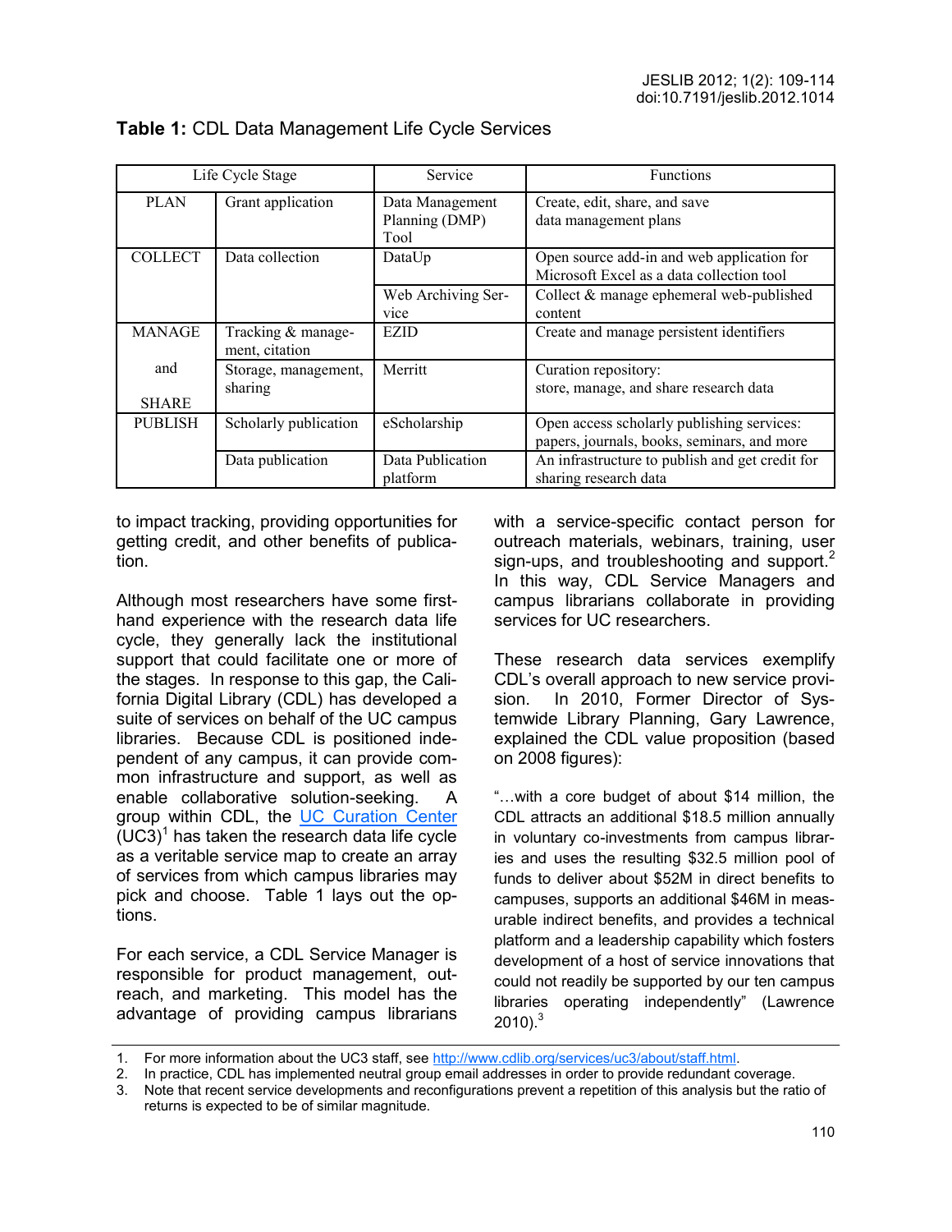**Table 1:** CDL Data Management Life Cycle Services

| Life Cycle Stage | | Service | Functions |
|---|---|---|---|
| PLAN | Grant application | Data Management Planning (DMP) Tool | Create, edit, share, and save data management plans |
| COLLECT | Data collection | DataUp | Open source add-in and web application for Microsoft Excel as a data collection tool |
| | | Web Archiving Service | Collect & manage ephemeral web-published content |
| MANAGE and SHARE | Tracking & management, citation | EZID | Create and manage persistent identifiers |
| | Storage, management, sharing | Merritt | Curation repository: store, manage, and share research data |
| PUBLISH | Scholarly publication | eScholarship | Open access scholarly publishing services: papers, journals, books, seminars, and more |
| | Data publication | Data Publication platform | An infrastructure to publish and get credit for sharing research data |

to impact tracking, providing opportunities for getting credit, and other benefits of publication.

Although most researchers have some first-hand experience with the research data life cycle, they generally lack the institutional support that could facilitate one or more of the stages. In response to this gap, the California Digital Library (CDL) has developed a suite of services on behalf of the UC campus libraries. Because CDL is positioned independent of any campus, it can provide common infrastructure and support, as well as enable collaborative solution-seeking. A group within CDL, the [UC Curation Center](http://www.cdlib.org/services/uc3/) (UC3)[1] has taken the research data life cycle as a veritable service map to create an array of services from which campus libraries may pick and choose. Table 1 lays out the options.

For each service, a CDL Service Manager is responsible for product management, outreach, and marketing. This model has the advantage of providing campus librarians with a service-specific contact person for outreach materials, webinars, training, user sign-ups, and troubleshooting and support.[2] In this way, CDL Service Managers and campus librarians collaborate in providing services for UC researchers.

These research data services exemplify CDL's overall approach to new service provision. In 2010, Former Director of Systemwide Library Planning, Gary Lawrence, explained the CDL value proposition (based on 2008 figures):

"…with a core budget of about $14 million, the CDL attracts an additional $18.5 million annually in voluntary co-investments from campus libraries and uses the resulting $32.5 million pool of funds to deliver about $52M in direct benefits to campuses, supports an additional $46M in measurable indirect benefits, and provides a technical platform and a leadership capability which fosters development of a host of service innovations that could not readily be supported by our ten campus libraries operating independently" (Lawrence 2010).[3]

1. For more information about the UC3 staff, see http://www.cdlib.org/services/uc3/about/staff.html.
2. In practice, CDL has implemented neutral group email addresses in order to provide redundant coverage.
3. Note that recent service developments and reconfigurations prevent a repetition of this analysis but the ratio of returns is expected to be of similar magnitude.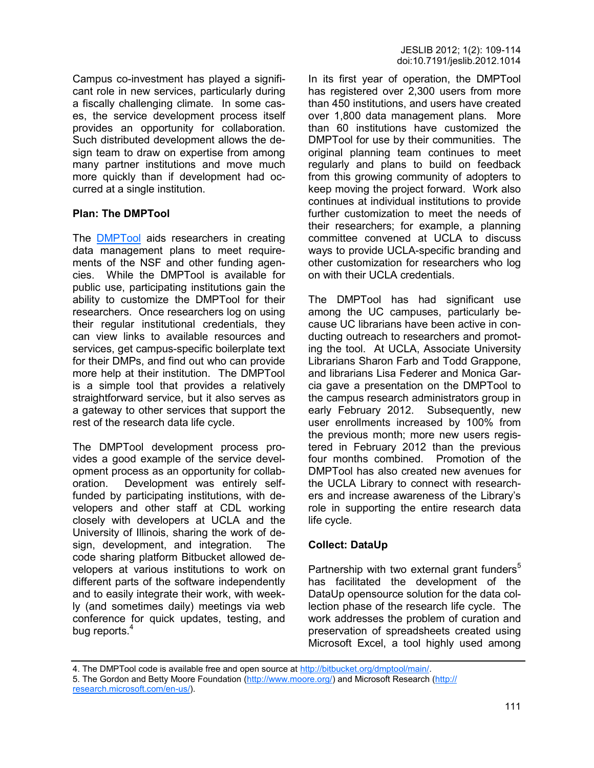Campus co-investment has played a significant role in new services, particularly during a fiscally challenging climate. In some cases, the service development process itself provides an opportunity for collaboration. Such distributed development allows the design team to draw on expertise from among many partner institutions and move much more quickly than if development had occurred at a single institution.

### Plan: The DMPTool

The [DMPTool](https://dmp.cdlib.org/) aids researchers in creating data management plans to meet requirements of the NSF and other funding agencies. While the DMPTool is available for public use, participating institutions gain the ability to customize the DMPTool for their researchers. Once researchers log on using their regular institutional credentials, they can view links to available resources and services, get campus-specific boilerplate text for their DMPs, and find out who can provide more help at their institution. The DMPTool is a simple tool that provides a relatively straightforward service, but it also serves as a gateway to other services that support the rest of the research data life cycle.

The DMPTool development process provides a good example of the service development process as an opportunity for collaboration. Development was entirely self-funded by participating institutions, with developers and other staff at CDL working closely with developers at UCLA and the University of Illinois, sharing the work of design, development, and integration. The code sharing platform Bitbucket allowed developers at various institutions to work on different parts of the software independently and to easily integrate their work, with weekly (and sometimes daily) meetings via web conference for quick updates, testing, and bug reports.[4]

In its first year of operation, the DMPTool has registered over 2,300 users from more than 450 institutions, and users have created over 1,800 data management plans. More than 60 institutions have customized the DMPTool for use by their communities. The original planning team continues to meet regularly and plans to build on feedback from this growing community of adopters to keep moving the project forward. Work also continues at individual institutions to provide further customization to meet the needs of their researchers; for example, a planning committee convened at UCLA to discuss ways to provide UCLA-specific branding and other customization for researchers who log on with their UCLA credentials.

The DMPTool has had significant use among the UC campuses, particularly because UC librarians have been active in conducting outreach to researchers and promoting the tool. At UCLA, Associate University Librarians Sharon Farb and Todd Grappone, and librarians Lisa Federer and Monica Garcia gave a presentation on the DMPTool to the campus research administrators group in early February 2012. Subsequently, new user enrollments increased by 100% from the previous month; more new users registered in February 2012 than the previous four months combined. Promotion of the DMPTool has also created new avenues for the UCLA Library to connect with researchers and increase awareness of the Library's role in supporting the entire research data life cycle.

### Collect: DataUp

Partnership with two external grant funders[5] has facilitated the development of the DataUp opensource solution for the data collection phase of the research life cycle. The work addresses the problem of curation and preservation of spreadsheets created using Microsoft Excel, a tool highly used among

---

4. The DMPTool code is available free and open source at [http://bitbucket.org/dmptool/main/](http://bitbucket.org/dmptool/main/).

5. The Gordon and Betty Moore Foundation ([http://www.moore.org/](http://www.moore.org/)) and Microsoft Research ([http://research.microsoft.com/en-us/](http://research.microsoft.com/en-us/)).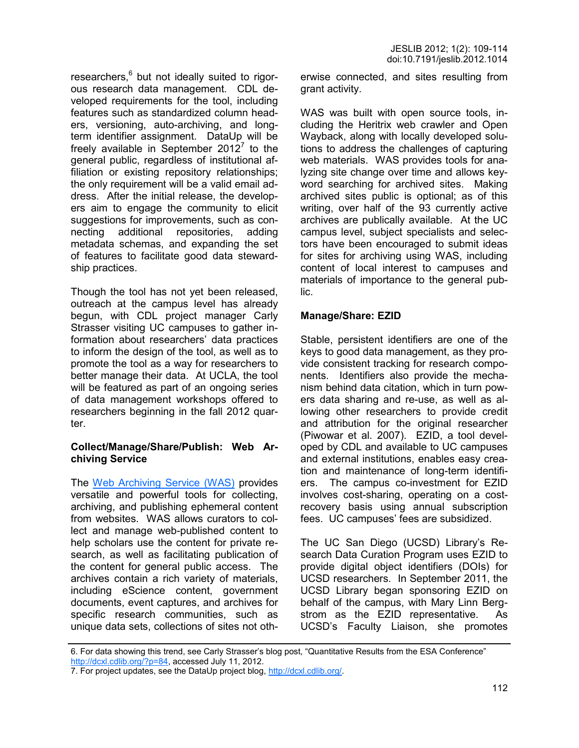researchers,[6] but not ideally suited to rigorous research data management. CDL developed requirements for the tool, including features such as standardized column headers, versioning, auto-archiving, and long-term identifier assignment. DataUp will be freely available in September 2012[7] to the general public, regardless of institutional affiliation or existing repository relationships; the only requirement will be a valid email address. After the initial release, the developers aim to engage the community to elicit suggestions for improvements, such as connecting additional repositories, adding metadata schemas, and expanding the set of features to facilitate good data stewardship practices.

Though the tool has not yet been released, outreach at the campus level has already begun, with CDL project manager Carly Strasser visiting UC campuses to gather information about researchers' data practices to inform the design of the tool, as well as to promote the tool as a way for researchers to better manage their data. At UCLA, the tool will be featured as part of an ongoing series of data management workshops offered to researchers beginning in the fall 2012 quarter.

**Collect/Manage/Share/Publish: Web Archiving Service**

The Web Archiving Service (WAS) provides versatile and powerful tools for collecting, archiving, and publishing ephemeral content from websites. WAS allows curators to collect and manage web-published content to help scholars use the content for private research, as well as facilitating publication of the content for general public access. The archives contain a rich variety of materials, including eScience content, government documents, event captures, and archives for specific research communities, such as unique data sets, collections of sites not otherwise connected, and sites resulting from grant activity.

WAS was built with open source tools, including the Heritrix web crawler and Open Wayback, along with locally developed solutions to address the challenges of capturing web materials. WAS provides tools for analyzing site change over time and allows keyword searching for archived sites. Making archived sites public is optional; as of this writing, over half of the 93 currently active archives are publically available. At the UC campus level, subject specialists and selectors have been encouraged to submit ideas for sites for archiving using WAS, including content of local interest to campuses and materials of importance to the general public.

**Manage/Share: EZID**

Stable, persistent identifiers are one of the keys to good data management, as they provide consistent tracking for research components. Identifiers also provide the mechanism behind data citation, which in turn powers data sharing and re-use, as well as allowing other researchers to provide credit and attribution for the original researcher (Piwowar et al. 2007). EZID, a tool developed by CDL and available to UC campuses and external institutions, enables easy creation and maintenance of long-term identifiers. The campus co-investment for EZID involves cost-sharing, operating on a cost-recovery basis using annual subscription fees. UC campuses' fees are subsidized.

The UC San Diego (UCSD) Library's Research Data Curation Program uses EZID to provide digital object identifiers (DOIs) for UCSD researchers. In September 2011, the UCSD Library began sponsoring EZID on behalf of the campus, with Mary Linn Bergstrom as the EZID representative. As UCSD's Faculty Liaison, she promotes

---

6. For data showing this trend, see Carly Strasser's blog post, "Quantitative Results from the ESA Conference" http://dcxl.cdlib.org/?p=84, accessed July 11, 2012.

7. For project updates, see the DataUp project blog, http://dcxl.cdlib.org/.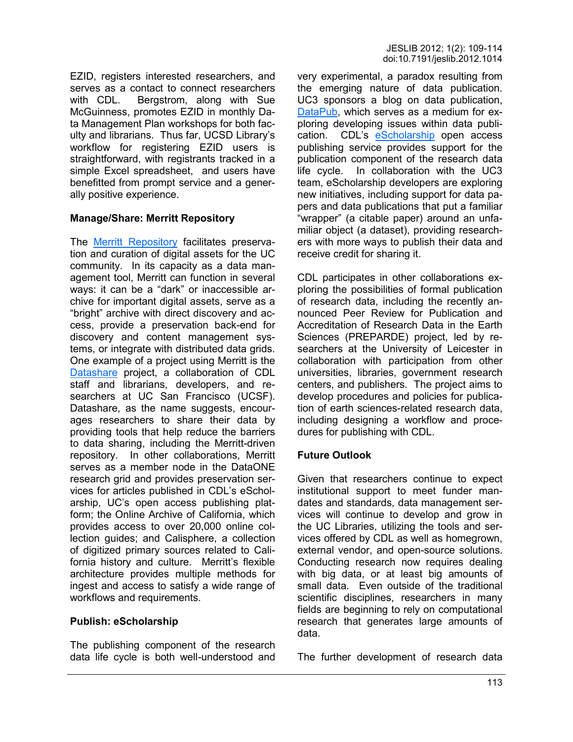EZID, registers interested researchers, and serves as a contact to connect researchers with CDL. Bergstrom, along with Sue McGuinness, promotes EZID in monthly Data Management Plan workshops for both faculty and librarians. Thus far, UCSD Library's workflow for registering EZID users is straightforward, with registrants tracked in a simple Excel spreadsheet, and users have benefitted from prompt service and a generally positive experience.

**Manage/Share: Merritt Repository**

The Merritt Repository facilitates preservation and curation of digital assets for the UC community. In its capacity as a data management tool, Merritt can function in several ways: it can be a "dark" or inaccessible archive for important digital assets, serve as a "bright" archive with direct discovery and access, provide a preservation back-end for discovery and content management systems, or integrate with distributed data grids. One example of a project using Merritt is the Datashare project, a collaboration of CDL staff and librarians, developers, and researchers at UC San Francisco (UCSF). Datashare, as the name suggests, encourages researchers to share their data by providing tools that help reduce the barriers to data sharing, including the Merritt-driven repository. In other collaborations, Merritt serves as a member node in the DataONE research grid and provides preservation services for articles published in CDL's eScholarship, UC's open access publishing platform; the Online Archive of California, which provides access to over 20,000 online collection guides; and Calisphere, a collection of digitized primary sources related to California history and culture. Merritt's flexible architecture provides multiple methods for ingest and access to satisfy a wide range of workflows and requirements.

**Publish: eScholarship**

The publishing component of the research data life cycle is both well-understood and very experimental, a paradox resulting from the emerging nature of data publication. UC3 sponsors a blog on data publication, DataPub, which serves as a medium for exploring developing issues within data publication. CDL's eScholarship open access publishing service provides support for the publication component of the research data life cycle. In collaboration with the UC3 team, eScholarship developers are exploring new initiatives, including support for data papers and data publications that put a familiar "wrapper" (a citable paper) around an unfamiliar object (a dataset), providing researchers with more ways to publish their data and receive credit for sharing it.

CDL participates in other collaborations exploring the possibilities of formal publication of research data, including the recently announced Peer Review for Publication and Accreditation of Research Data in the Earth Sciences (PREPARDE) project, led by researchers at the University of Leicester in collaboration with participation from other universities, libraries, government research centers, and publishers. The project aims to develop procedures and policies for publication of earth sciences-related research data, including designing a workflow and procedures for publishing with CDL.

**Future Outlook**

Given that researchers continue to expect institutional support to meet funder mandates and standards, data management services will continue to develop and grow in the UC Libraries, utilizing the tools and services offered by CDL as well as homegrown, external vendor, and open-source solutions. Conducting research now requires dealing with big data, or at least big amounts of small data. Even outside of the traditional scientific disciplines, researchers in many fields are beginning to rely on computational research that generates large amounts of data.

The further development of research data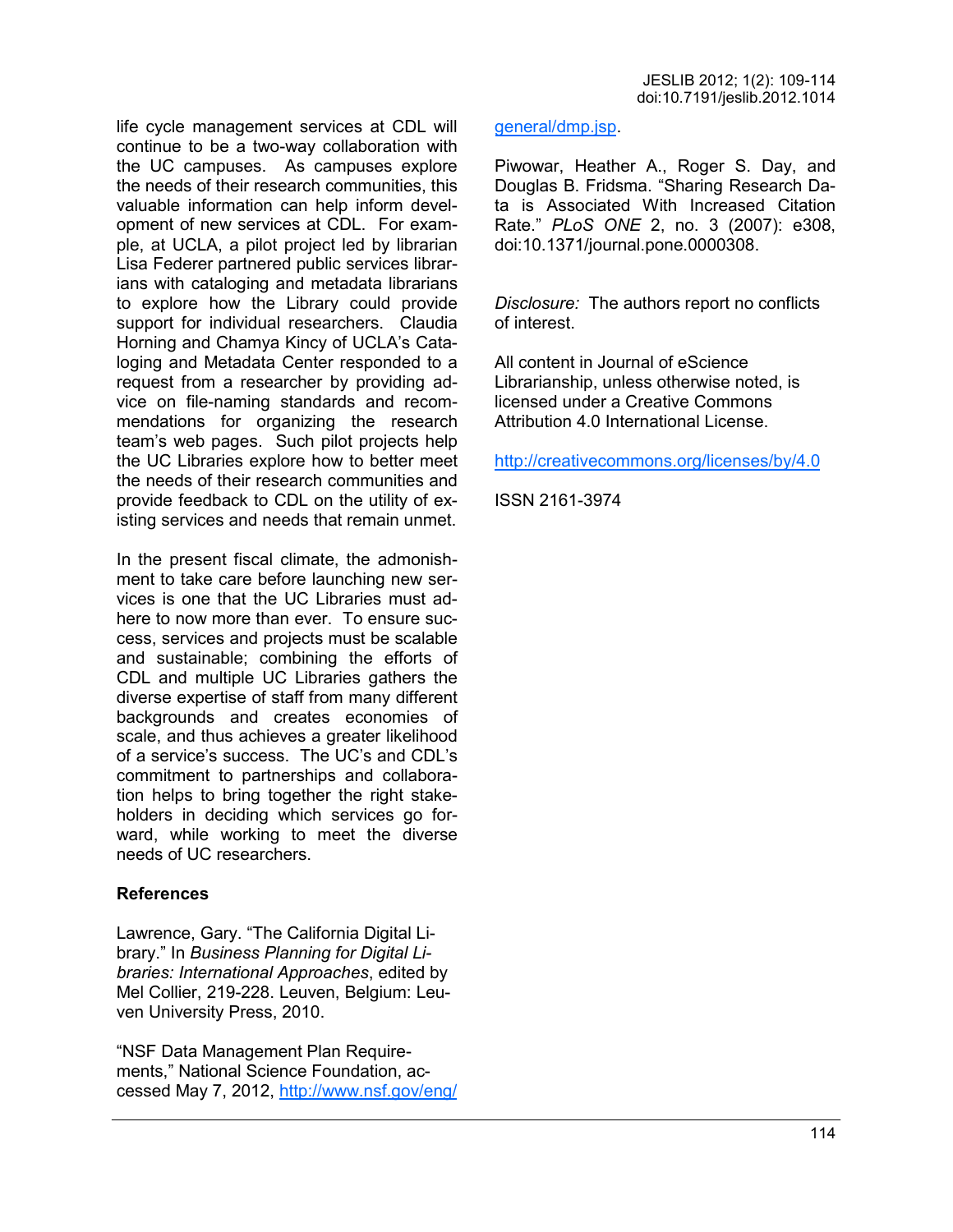life cycle management services at CDL will continue to be a two-way collaboration with the UC campuses. As campuses explore the needs of their research communities, this valuable information can help inform development of new services at CDL. For example, at UCLA, a pilot project led by librarian Lisa Federer partnered public services librarians with cataloging and metadata librarians to explore how the Library could provide support for individual researchers. Claudia Horning and Chamya Kincy of UCLA's Cataloging and Metadata Center responded to a request from a researcher by providing advice on file-naming standards and recommendations for organizing the research team's web pages. Such pilot projects help the UC Libraries explore how to better meet the needs of their research communities and provide feedback to CDL on the utility of existing services and needs that remain unmet.

In the present fiscal climate, the admonishment to take care before launching new services is one that the UC Libraries must adhere to now more than ever. To ensure success, services and projects must be scalable and sustainable; combining the efforts of CDL and multiple UC Libraries gathers the diverse expertise of staff from many different backgrounds and creates economies of scale, and thus achieves a greater likelihood of a service's success. The UC's and CDL's commitment to partnerships and collaboration helps to bring together the right stakeholders in deciding which services go forward, while working to meet the diverse needs of UC researchers.

**References**

Lawrence, Gary. "The California Digital Library." In *Business Planning for Digital Libraries: International Approaches*, edited by Mel Collier, 219-228. Leuven, Belgium: Leuven University Press, 2010.

"NSF Data Management Plan Requirements," National Science Foundation, accessed May 7, 2012, http://www.nsf.gov/eng/general/dmp.jsp.

Piwowar, Heather A., Roger S. Day, and Douglas B. Fridsma. "Sharing Research Data is Associated With Increased Citation Rate." *PLoS ONE* 2, no. 3 (2007): e308, doi:10.1371/journal.pone.0000308.

*Disclosure:* The authors report no conflicts of interest.

All content in Journal of eScience Librarianship, unless otherwise noted, is licensed under a Creative Commons Attribution 4.0 International License.

http://creativecommons.org/licenses/by/4.0

ISSN 2161-3974